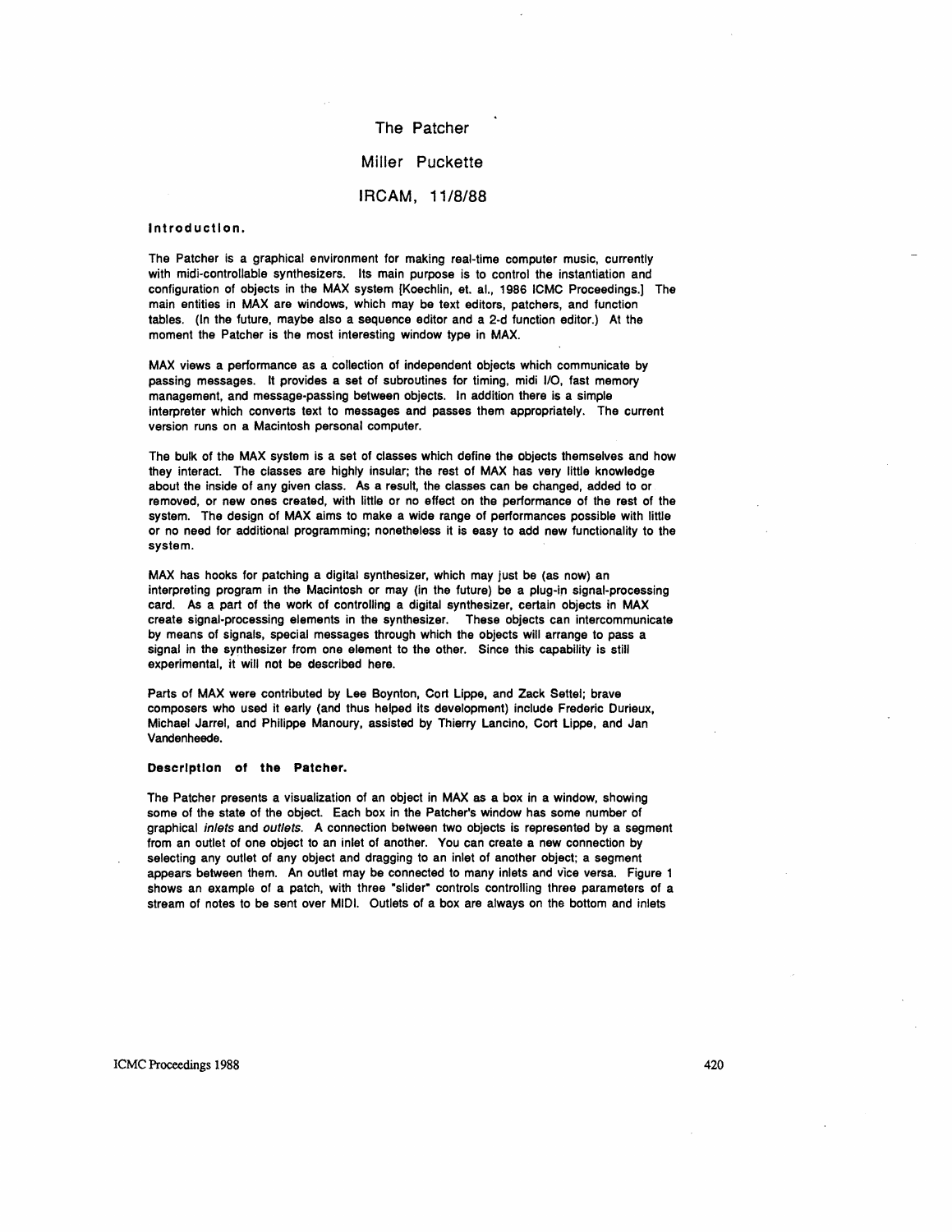# The Patcher

Miller Puckette

IRCAM, 11/8/88

## Introduction.

The Patcher is a graphical environment for making real-time computer music, currently with midi-controllable synthesizers. Its main purpose is to control the instantiation and configuration of objects in the MAX system [Koechlin, et. al., 1986 ICMC Proceedings.] The main entities in MAX are windows, which may be text editors, patchers, and function tables. (In the future, maybe also a sequence editor and a 2-d function editor.) At the moment the Patcher is the most interesting window type in MAX.

MAX views a performance as a collection of independent objects which communicate by passing messages. It provides a set of subroutines for timing, midi I/O, fast memory management, and message-passing between objects. In addition there is a simple interpreter which converts text to messages and passes them appropriately. The current version runs on a Macintosh personal computer.

The bulk of the MAX system is a set of classes which define the objects themselves and how they interact. The classes are highly insular; the rest of MAX has very little knowledge about the inside of any given class. As a result, the classes can be changed, added to or removed, or new ones created, with little or no effect on the performance of the rest of the system. The design of MAX aims to make a wide range of performances possible with little or no need for additional programming; nonetheless it is easy to add new functionality to the system.

MAX has hooks for patching a digital synthesizer, which may just be (as now) an interpreting program in the Macintosh or may (in the future) be a plug-in signal-processing card. As a part of the work of controlling a digital synthesizer, certain objects in MAX create signal-processing elements in the synthesizer. These objects can intercommunicate by means of signals, special messages through which the objects will arrange to pass a signal in the synthesizer from one element to the other. Since this capability is still experimental, it will not be described here.

Parts of MAX were contributed by Lee Boynton, Cort Lippe, and Zack Settel; brave composers who used it early (and thus helped its development) include Frederic Durieux, Michael Jarrel, and Philippe Manoury, assisted by Thierry Lancino, Cort Lippe, and Jan Vandenheede.

## Description of the Patcher.

The Patcher presents a visualization of an object in MAX as a box in a window, showing some of the state of the object. Each box in the Patcher's window has some number of graphical *inlets* and *outlets*. A connection between two objects is represented by a segment from an outlet of one object to an inlet of another. You can create a new connection by selecting any outlet of any object and dragging to an inlet of another object; a segment appears between them. An outlet may be connected to many inlets and vice versa. Figure 1 shows an example of a patch, with three "slider" controls controlling three parameters of a stream of notes to be sent over MIDI. Outlets of a box are always on the bottom and inlets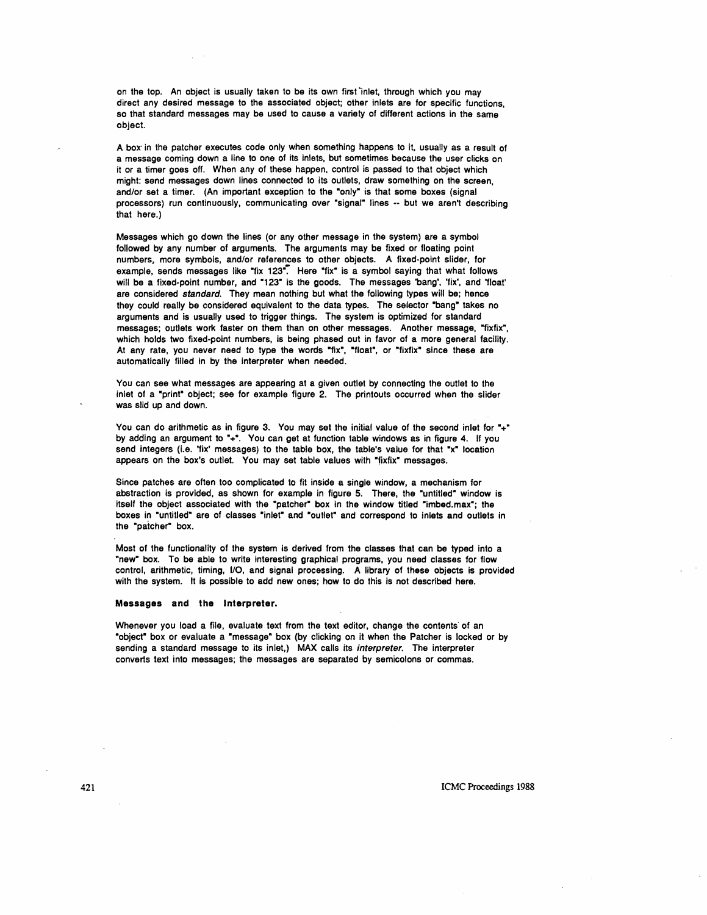on the top. An object is usually taken to be its own first inlet, through which you may direct any desired message to the associated object; other inlets are for specific functions, so that standard messages may be used to cause a variety of different actions in the same object.

A box in the patcher executes code only when something happens to it, usually as a result of a message coming down a line to one of its inlets, but sometimes because the user clicks on it or a timer goes off. When any of these happen, control is passed to that object which might: send messages down lines connected to its outlets, draw something on the screen, and/or set a timer. (An important exception to the "only" is that some boxes (signal processors) run continuously, communicating over "signal" lines -- but we aren't describing that here.)

Messages which go down the lines (or any other message in the system) are a symbol followed by any number of arguments. The arguments may be fixed or floating point numbers, more symbols, and/or references to other objects. A fixed-point slider, for example, sends messages like "fix 123". Here "fix" is a symbol saying that what follows will be a fixed-point number, and "123" is the goods. The messages 'bang', 'fix', and 'float' are considered *standard*. They mean nothing but what the following types will be; hence they could really be considered equivalent to the data types. The selector "bang" takes no arguments and is usually used to trigger things. The system is optimized for standard messages; outlets work faster on them than on other messages. Another message, "fixfix", which holds two fixed-point numbers, is being phased out in favor of a more general facility. At any rate, you never need to type the words "fix", "float", or "fixfix" since these are automatically filled in by the interpreter when needed.

You can see what messages are appearing at a given outlet by connecting the outlet to the inlet of a "print" object; see for example figure 2. The printouts occurred when the slider was slid up and down.

You can do arithmetic as in figure 3. You may set the initial value of the second inlet for "+" by adding an argument to "+". You can get at function table windows as in figure 4. If you send integers (i.e. 'fix' messages) to the table box, the table's value for that "x" location appears on the box's outlet. You may set table values with "fixfix" messages.

Since patches are often too complicated to fit inside a single window, a mechanism for abstraction is provided, as shown for example in figure 5. There, the "untitled" window is itself the object associated with the "patcher" box in the window titled "imbed.max"; the boxes in "untitled" are of classes "inlet" and "outlet" and correspond to inlets and outlets in the "patcher" box.

Most of the functionality of the system is derived from the classes that can be typed into a "new" box. To be able to write interesting graphical programs, you need classes for flow control, arithmetic, timing, I/O, and signal processing. A library of these objects is provided with the system. It is possible to add new ones; how to do this is not described here.

### Messages and the Interpreter.

Whenever you load a file, evaluate text from the text editor, change the contents of an "object" box or evaluate a "message" box (by clicking on it when the Patcher is locked or by sending a standard message to its inlet,) MAX calls its *interpreter*. The interpreter converts text into messages; the messages are separated by semicolons or commas.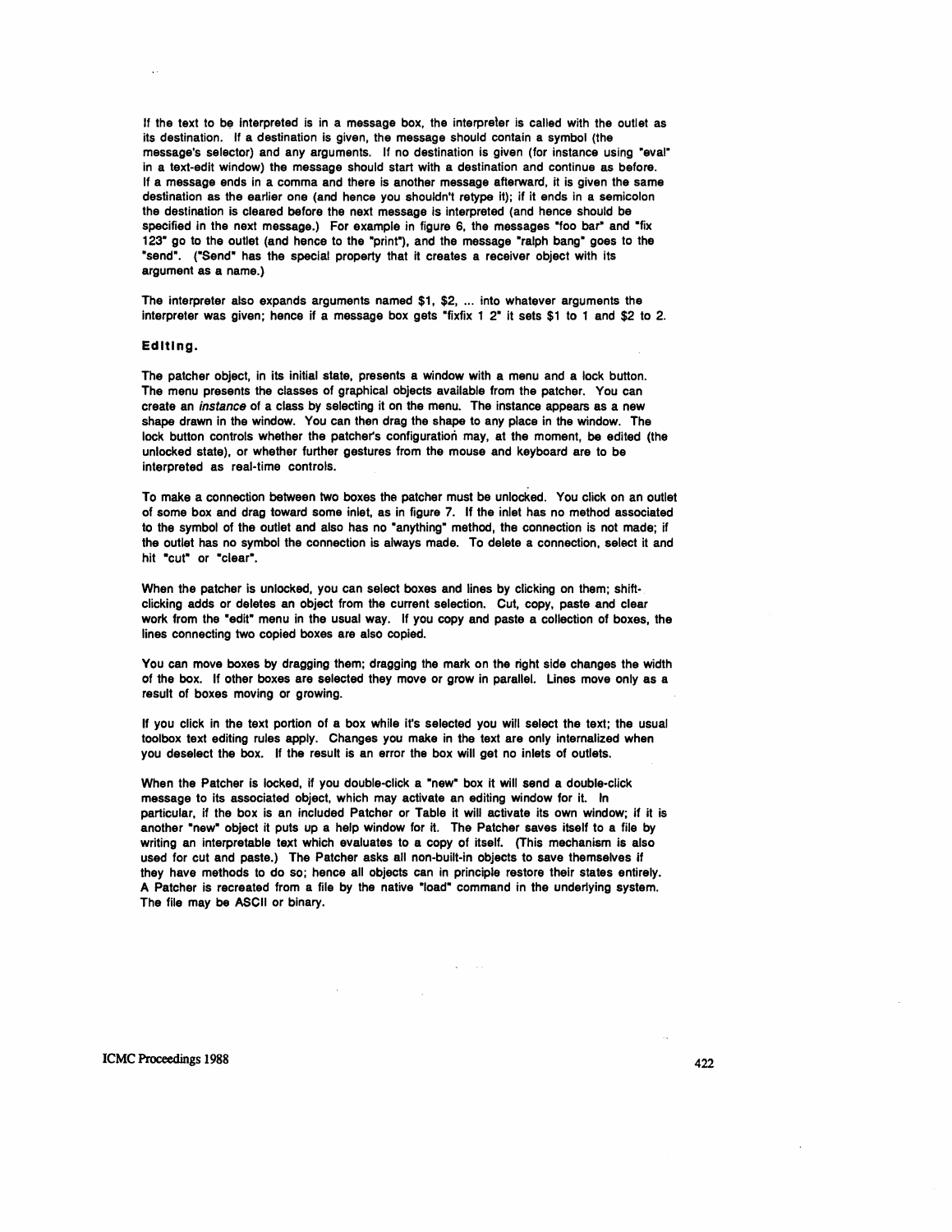If the text to be interpreted is in a message box, the interpreter is called with the outlet as its destination. If a destination is given, the message should contain a symbol (the message's selector) and any arguments. If no destination is given (for instance using "eval" in a text-edit window) the message should start with a destination and continue as before. If a message ends in a comma and there is another message afterward, it is given the same destination as the earlier one (and hence you shouldn't retype it); if it ends in a semicolon the destination is cleared before the next message is interpreted (and hence should be specified in the next message.) For example in figure 6, the messages "foo bar" and "fix 123" go to the outlet (and hence to the "print"), and the message "ralph bang" goes to the "send". ("Send" has the special property that it creates a receiver object with its argument as a name.)

The interpreter also expands arguments named $1, $2, ... into whatever arguments the interpreter was given; hence if a message box gets "fixfix 1 2" it sets $1 to 1 and $2 to 2.

### Editing.

The patcher object, in its initial state, presents a window with a menu and a lock button. The menu presents the classes of graphical objects available from the patcher. You can create an *instance* of a class by selecting it on the menu. The instance appears as a new shape drawn in the window. You can then drag the shape to any place in the window. The lock button controls whether the patcher's configuration may, at the moment, be edited (the unlocked state), or whether further gestures from the mouse and keyboard are to be interpreted as real-time controls.

To make a connection between two boxes the patcher must be unlocked. You click on an outlet of some box and drag toward some inlet, as in figure 7. If the inlet has no method associated to the symbol of the outlet and also has no "anything" method, the connection is not made; if the outlet has no symbol the connection is always made. To delete a connection, select it and hit "cut" or "clear".

When the patcher is unlocked, you can select boxes and lines by clicking on them; shift-clicking adds or deletes an object from the current selection. Cut, copy, paste and clear work from the "edit" menu in the usual way. If you copy and paste a collection of boxes, the lines connecting two copied boxes are also copied.

You can move boxes by dragging them; dragging the mark on the right side changes the width of the box. If other boxes are selected they move or grow in parallel. Lines move only as a result of boxes moving or growing.

If you click in the text portion of a box while it's selected you will select the text; the usual toolbox text editing rules apply. Changes you make in the text are only internalized when you deselect the box. If the result is an error the box will get no inlets of outlets.

When the Patcher is locked, if you double-click a "new" box it will send a double-click message to its associated object, which may activate an editing window for it. In particular, if the box is an included Patcher or Table it will activate its own window; if it is another "new" object it puts up a help window for it. The Patcher saves itself to a file by writing an interpretable text which evaluates to a copy of itself. (This mechanism is also used for cut and paste.) The Patcher asks all non-built-in objects to save themselves if they have methods to do so; hence all objects can in principle restore their states entirely. A Patcher is recreated from a file by the native "load" command in the underlying system. The file may be ASCII or binary.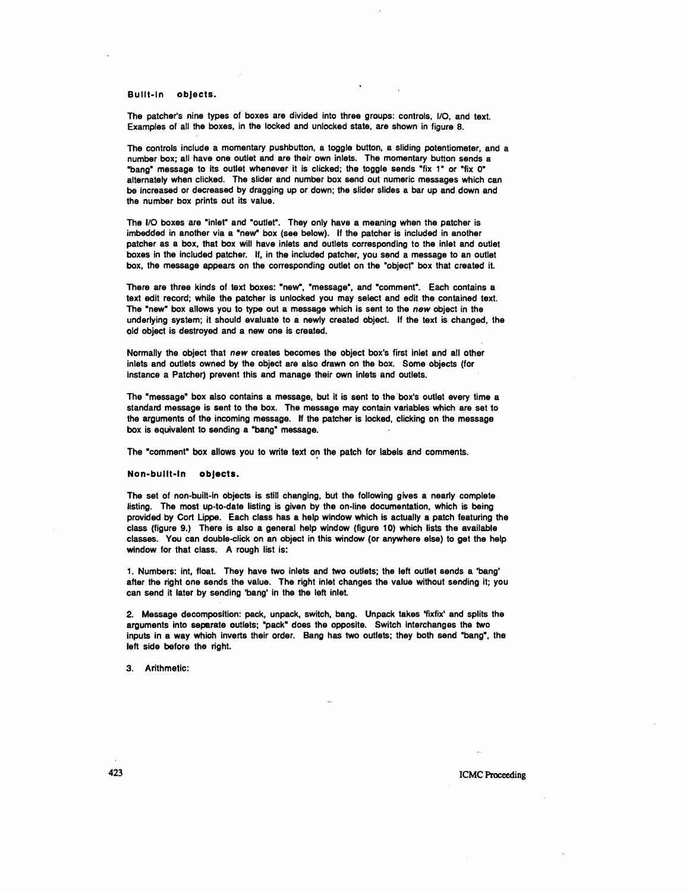### Built-in objects.

The patcher's nine types of boxes are divided into three groups: controls, I/O, and text. Examples of all the boxes, in the locked and unlocked state, are shown in figure 8.

The controls include a momentary pushbutton, a toggle button, a sliding potentiometer, and a number box; all have one outlet and are their own inlets. The momentary button sends a "bang" message to its outlet whenever it is clicked; the toggle sends "fix 1" or "fix 0" alternately when clicked. The slider and number box send out numeric messages which can be increased or decreased by dragging up or down; the slider slides a bar up and down and the number box prints out its value.

The I/O boxes are "inlet" and "outlet". They only have a meaning when the patcher is imbedded in another via a "new" box (see below). If the patcher is included in another patcher as a box, that box will have inlets and outlets corresponding to the inlet and outlet boxes in the included patcher. If, in the included patcher, you send a message to an outlet box, the message appears on the corresponding outlet on the "object" box that created it.

There are three kinds of text boxes: "new", "message", and "comment". Each contains a text edit record; while the patcher is unlocked you may select and edit the contained text. The "new" box allows you to type out a message which is sent to the *new* object in the underlying system; it should evaluate to a newly created object. If the text is changed, the old object is destroyed and a new one is created.

Normally the object that *new* creates becomes the object box's first inlet and all other inlets and outlets owned by the object are also drawn on the box. Some objects (for instance a Patcher) prevent this and manage their own inlets and outlets.

The "message" box also contains a message, but it is sent to the box's outlet every time a standard message is sent to the box. The message may contain variables which are set to the arguments of the incoming message. If the patcher is locked, clicking on the message box is equivalent to sending a "bang" message.

The "comment" box allows you to write text on the patch for labels and comments.

### Non-built-in objects.

The set of non-built-in objects is still changing, but the following gives a nearly complete listing. The most up-to-date listing is given by the on-line documentation, which is being provided by Cort Lippe. Each class has a help window which is actually a patch featuring the class (figure 9.) There is also a general help window (figure 10) which lists the available classes. You can double-click on an object in this window (or anywhere else) to get the help window for that class. A rough list is:

1. Numbers: int, float. They have two inlets and two outlets; the left outlet sends a 'bang' after the right one sends the value. The right inlet changes the value without sending it; you can send it later by sending 'bang' in the the left inlet.

2. Message decomposition: pack, unpack, switch, bang. Unpack takes 'fixfix' and splits the arguments into separate outlets; "pack" does the opposite. Switch interchanges the two inputs in a way which inverts their order. Bang has two outlets; they both send "bang", the left side before the right.

3. Arithmetic: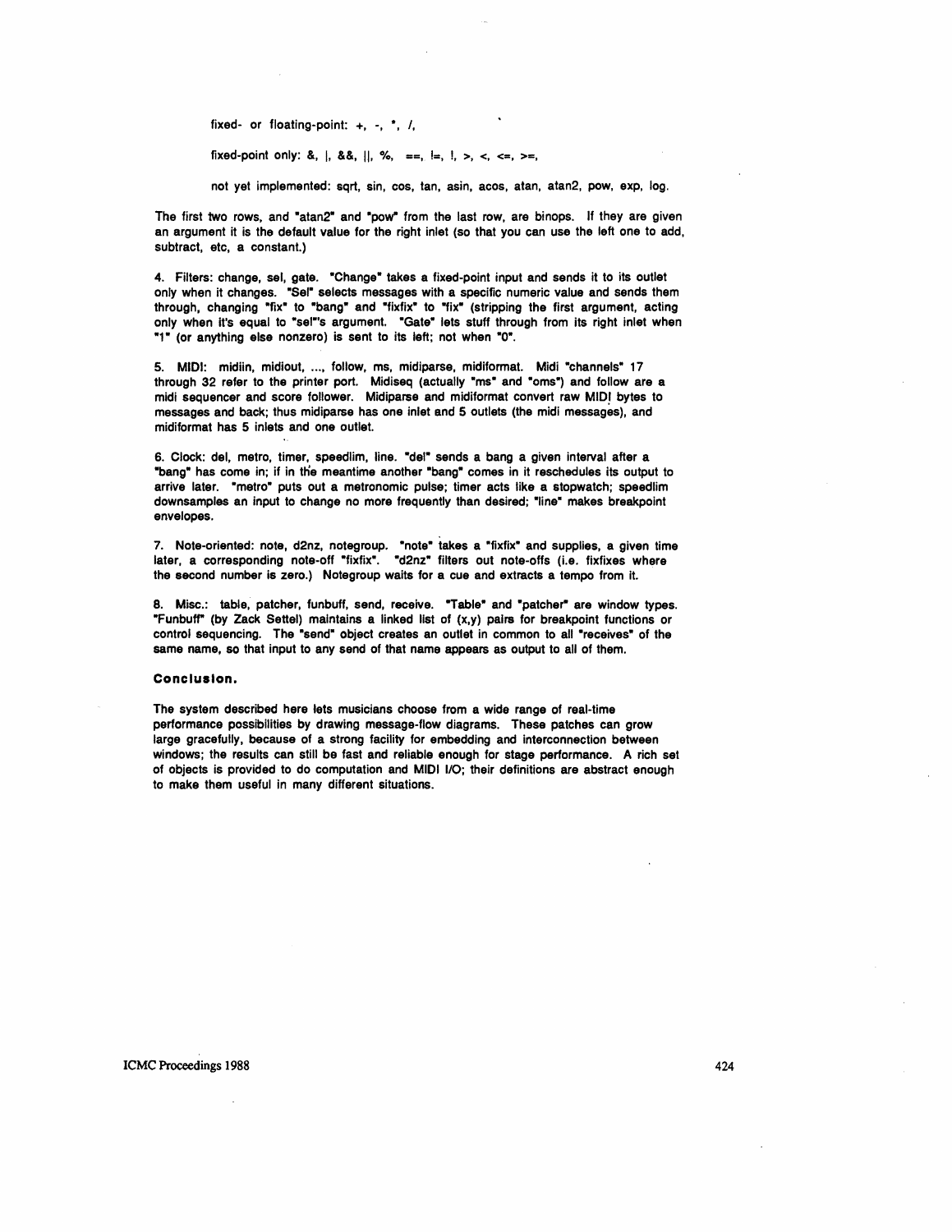fixed- or floating-point: +, -, *, /,

fixed-point only: &, |, &&, ||, %, ==, !=, !, >, <, <=, >=,

not yet implemented: sqrt, sin, cos, tan, asin, acos, atan, atan2, pow, exp, log.

The first two rows, and "atan2" and "pow" from the last row, are binops. If they are given an argument it is the default value for the right inlet (so that you can use the left one to add, subtract, etc, a constant.)

4. Filters: change, sel, gate. "Change" takes a fixed-point input and sends it to its outlet only when it changes. "Sel" selects messages with a specific numeric value and sends them through, changing "fix" to "bang" and "fixfix" to "fix" (stripping the first argument, acting only when it's equal to "sel"'s argument. "Gate" lets stuff through from its right inlet when "1" (or anything else nonzero) is sent to its left; not when "0".

5. MIDI: midiin, midiout, ..., follow, ms, midiparse, midiformat. Midi "channels" 17 through 32 refer to the printer port. Midiseq (actually "ms" and "oms") and follow are a midi sequencer and score follower. Midiparse and midiformat convert raw MIDI bytes to messages and back; thus midiparse has one inlet and 5 outlets (the midi messages), and midiformat has 5 inlets and one outlet.

6. Clock: del, metro, timer, speedlim, line. "del" sends a bang a given interval after a "bang" has come in; if in the meantime another "bang" comes in it reschedules its output to arrive later. "metro" puts out a metronomic pulse; timer acts like a stopwatch; speedlim downsamples an input to change no more frequently than desired; "line" makes breakpoint envelopes.

7. Note-oriented: note, d2nz, notegroup. "note" takes a "fixfix" and supplies, a given time later, a corresponding note-off "fixfix". "d2nz" filters out note-offs (i.e. fixfixes where the second number is zero.) Notegroup waits for a cue and extracts a tempo from it.

8. Misc.: table, patcher, funbuff, send, receive. "Table" and "patcher" are window types. "Funbuff" (by Zack Settel) maintains a linked list of (x,y) pairs for breakpoint functions or control sequencing. The "send" object creates an outlet in common to all "receives" of the same name, so that input to any send of that name appears as output to all of them.

### Conclusion.

The system described here lets musicians choose from a wide range of real-time performance possibilities by drawing message-flow diagrams. These patches can grow large gracefully, because of a strong facility for embedding and interconnection between windows; the results can still be fast and reliable enough for stage performance. A rich set of objects is provided to do computation and MIDI I/O; their definitions are abstract enough to make them useful in many different situations.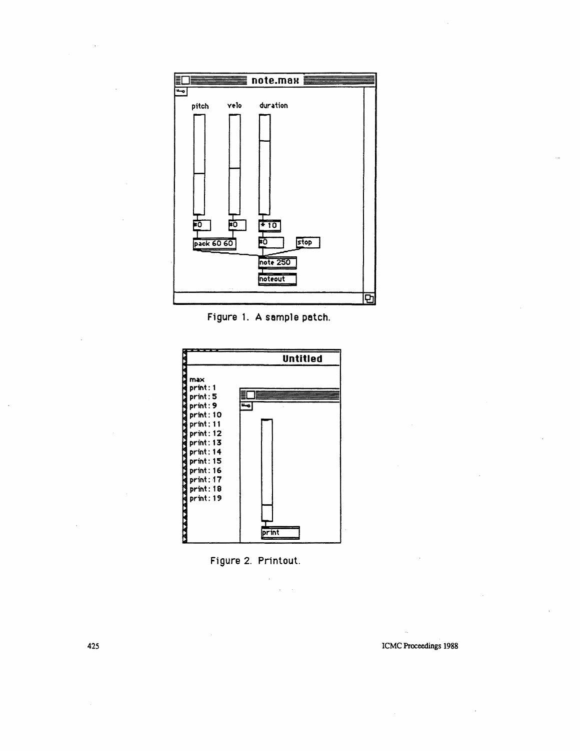Figure 1. A sample patch.

Figure 2. Printout.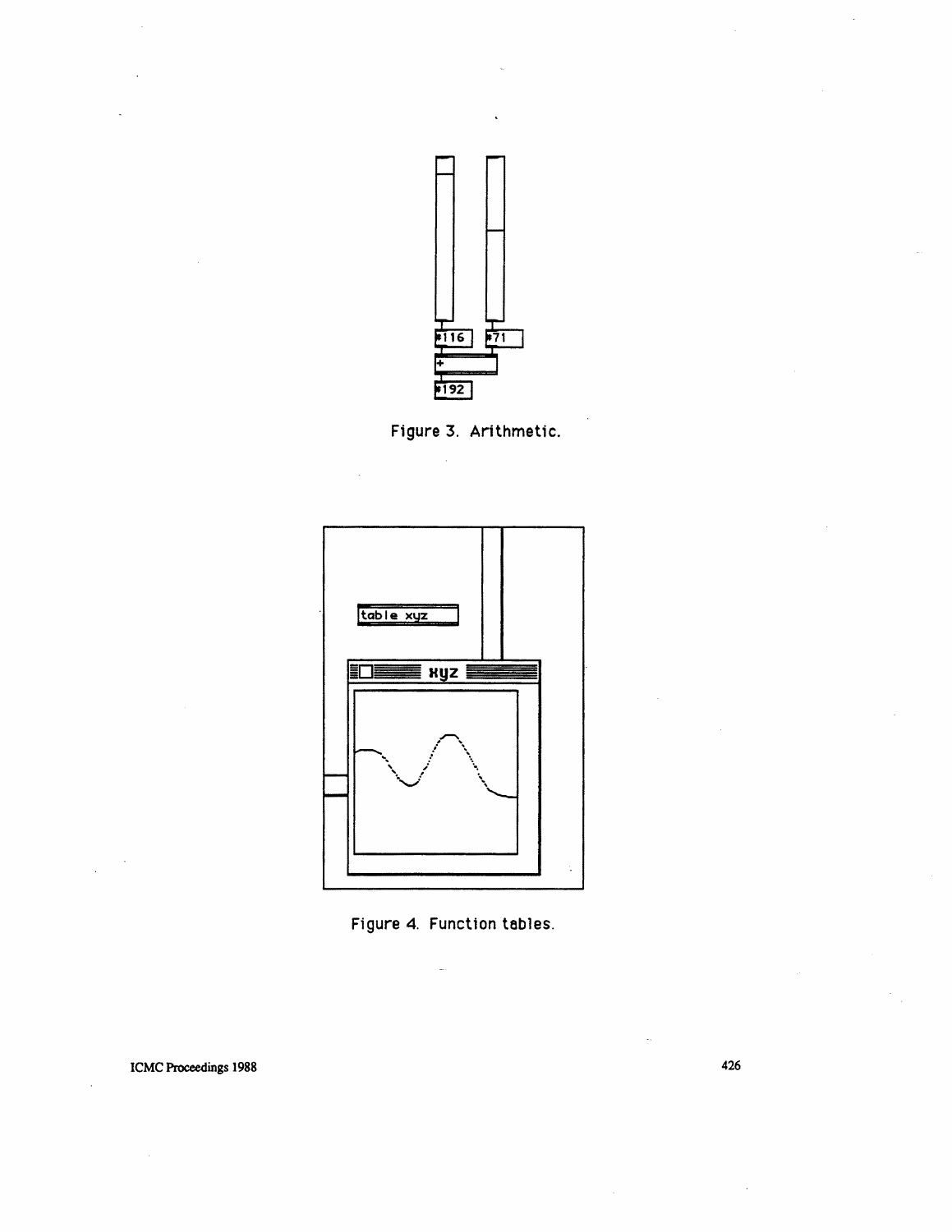Figure 3. Arithmetic.

Figure 4. Function tables.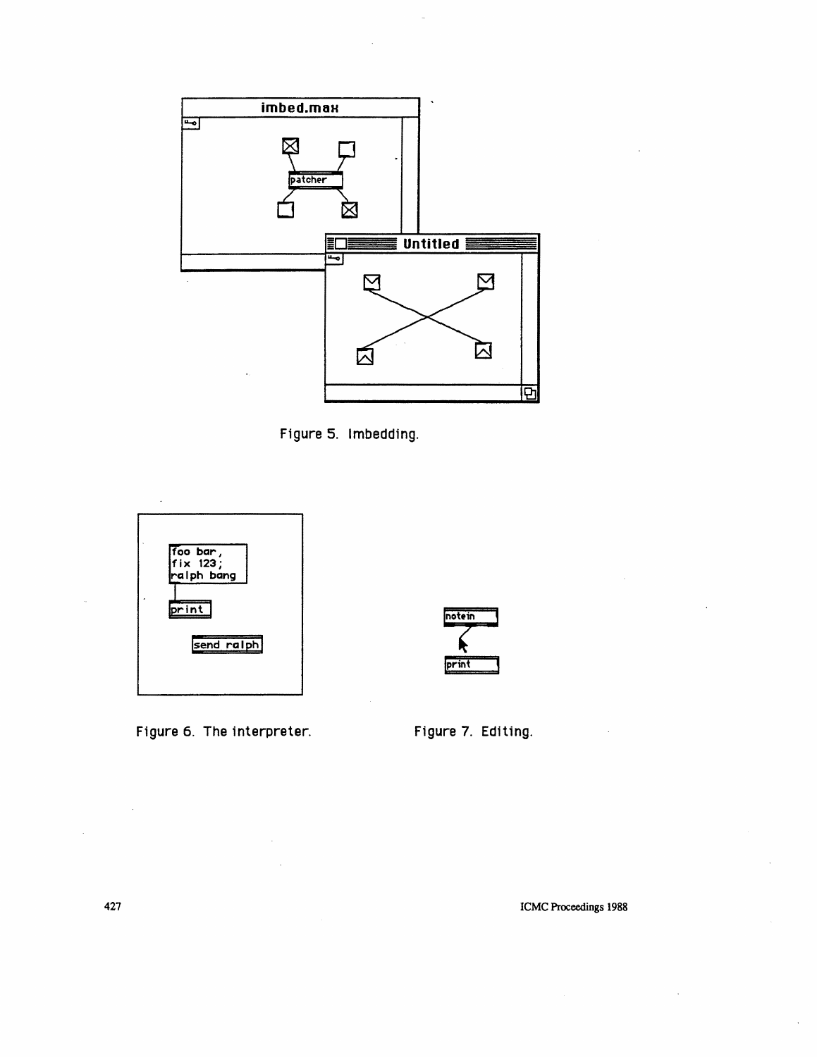Figure 5. Imbedding.

Figure 6. The interpreter.

Figure 7. Editing.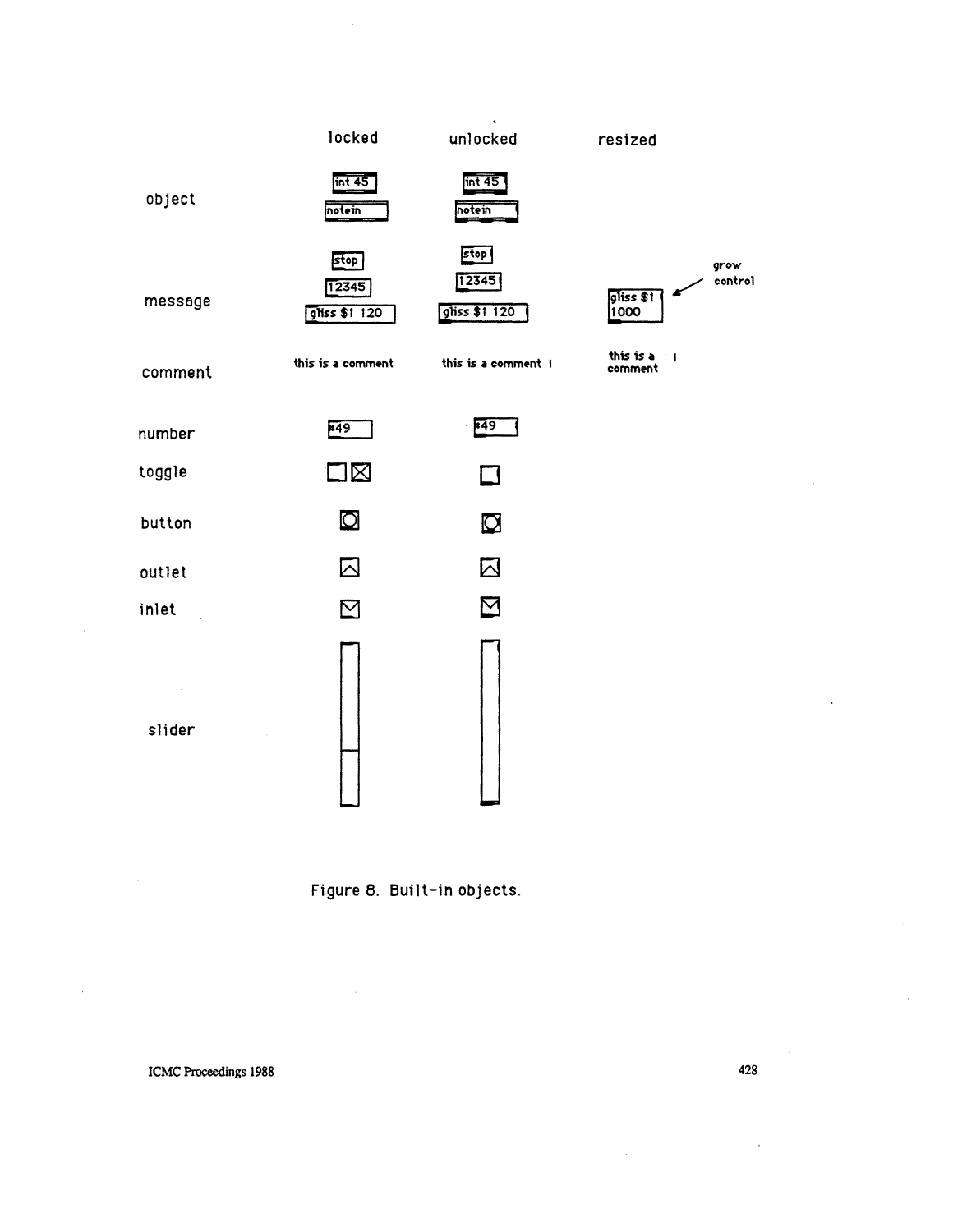| | locked | unlocked | resized |
|---|---|---|---|
| object | int 45<br>notein | int 45<br>notein | |
| message | stop<br>12345<br>gliss $1 120 | stop<br>12345<br>gliss $1 120 | gliss $1<br>1000 (grow control) |
| comment | this is a comment | this is a comment | this is a comment |
| number | 49 | 49 | |
| toggle | | | |
| button | | | |
| outlet | | | |
| inlet | | | |
| slider | | | |

Figure 8. Built-in objects.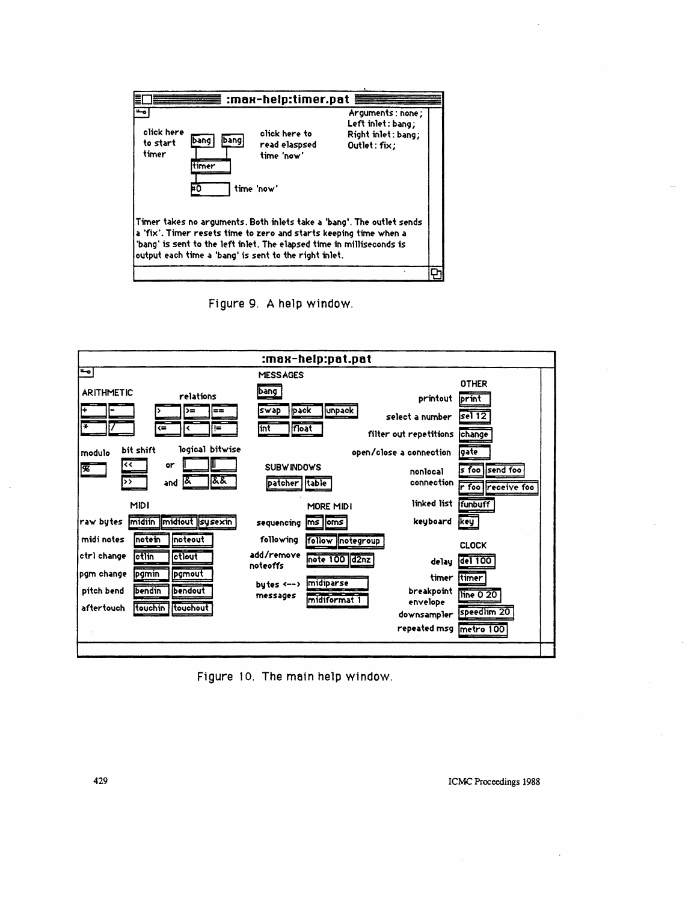:max-help:timer.pat

Arguments: none;
Left inlet: bang;
Right inlet: bang;
Outlet: fix;

click here to start timer

click here to read elaspsed time 'now'

bang bang

timer

0 time 'now'

Timer takes no arguments. Both inlets take a 'bang'. The outlet sends a 'fix'. Timer resets time to zero and starts keeping time when a 'bang' is sent to the left inlet. The elapsed time in milliseconds is output each time a 'bang' is sent to the right inlet.

Figure 9. A help window.

:max-help:pat.pat

ARITHMETIC

+ - * /

relations

> >= == <= < !=

modulo

%

bit shift

<< >>

logical bitwise

or || |

and & &&

MESSAGES

bang

swap pack unpack

int float

SUBWINDOWS

patcher table

MIDI

raw bytes midiin midiout sysexin

midi notes notein noteout

ctrl change ctlin ctlout

pgm change pgmin pgmout

pitch bend bendin bendout

aftertouch touchin touchout

MORE MIDI

sequencing ms oms

following follow notegroup

add/remove noteoffs note 100 d2nz

bytes <--> messages midiparse midiformat 1

OTHER

printout print

select a number sel 12

filter out repetitions change

open/close a connection gate

nonlocal connection s foo send foo r foo receive foo

linked list funbuff

keyboard key

CLOCK

delay del 100

timer timer

breakpoint envelope line 0 20

downsampler speedlim 20

repeated msg metro 100

Figure 10. The main help window.